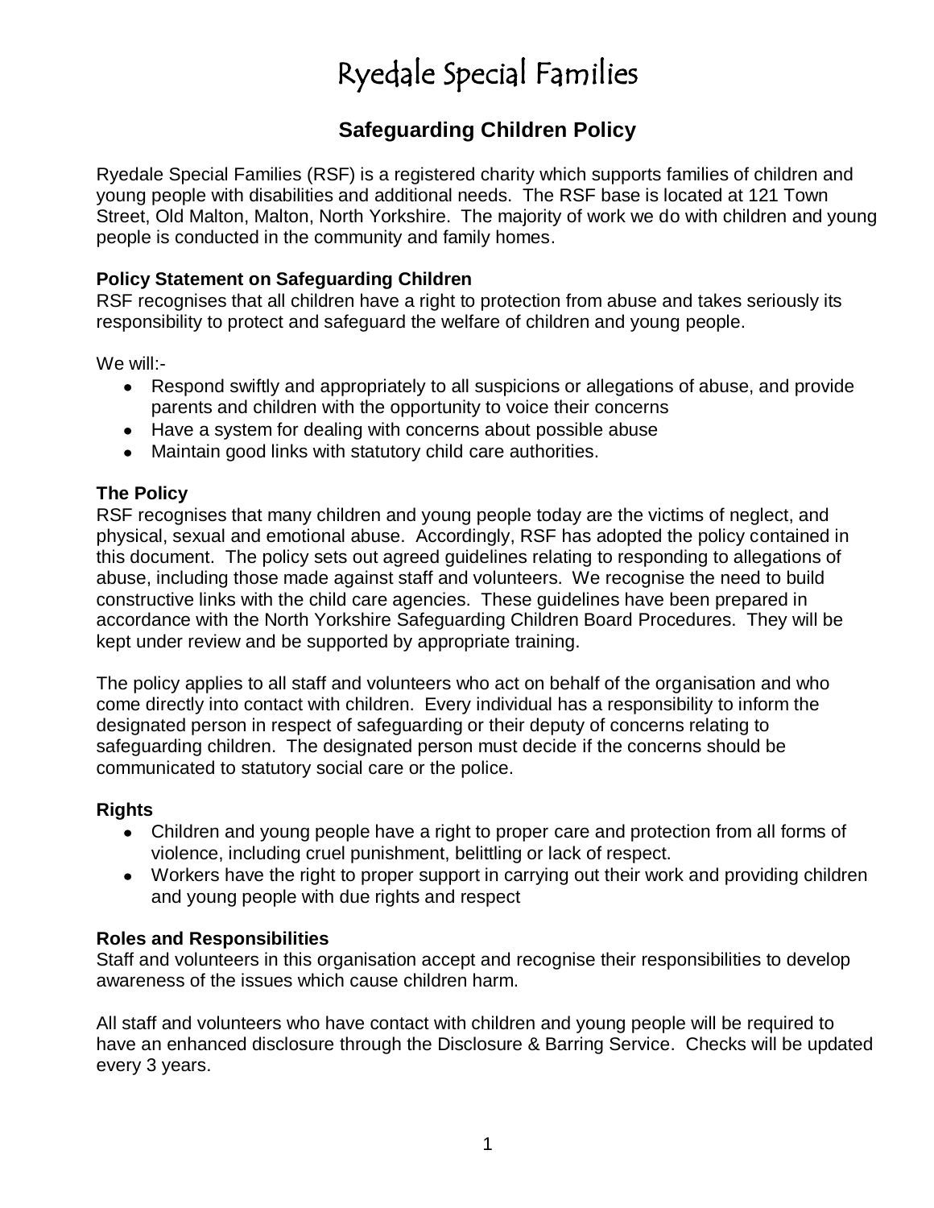# Ryedale Special Families

## Safeguarding Children Policy

Ryedale Special Families (RSF) is a registered charity which supports families of children and young people with disabilities and additional needs. The RSF base is located at 121 Town Street, Old Malton, Malton, North Yorkshire. The majority of work we do with children and young people is conducted in the community and family homes.

### Policy Statement on Safeguarding Children

RSF recognises that all children have a right to protection from abuse and takes seriously its responsibility to protect and safeguard the welfare of children and young people.

We will:-

- Respond swiftly and appropriately to all suspicions or allegations of abuse, and provide parents and children with the opportunity to voice their concerns
- Have a system for dealing with concerns about possible abuse
- Maintain good links with statutory child care authorities.

### The Policy

RSF recognises that many children and young people today are the victims of neglect, and physical, sexual and emotional abuse. Accordingly, RSF has adopted the policy contained in this document. The policy sets out agreed guidelines relating to responding to allegations of abuse, including those made against staff and volunteers. We recognise the need to build constructive links with the child care agencies. These guidelines have been prepared in accordance with the North Yorkshire Safeguarding Children Board Procedures. They will be kept under review and be supported by appropriate training.

The policy applies to all staff and volunteers who act on behalf of the organisation and who come directly into contact with children. Every individual has a responsibility to inform the designated person in respect of safeguarding or their deputy of concerns relating to safeguarding children. The designated person must decide if the concerns should be communicated to statutory social care or the police.

### Rights

- Children and young people have a right to proper care and protection from all forms of violence, including cruel punishment, belittling or lack of respect.
- Workers have the right to proper support in carrying out their work and providing children and young people with due rights and respect

### Roles and Responsibilities

Staff and volunteers in this organisation accept and recognise their responsibilities to develop awareness of the issues which cause children harm.

All staff and volunteers who have contact with children and young people will be required to have an enhanced disclosure through the Disclosure & Barring Service. Checks will be updated every 3 years.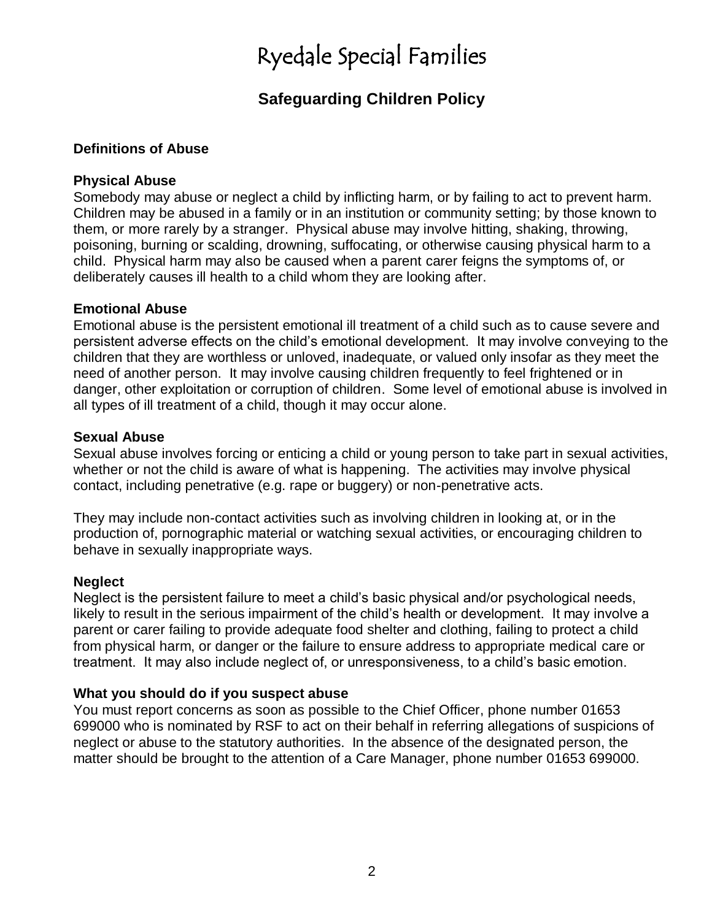# Ryedale Special Families

## Safeguarding Children Policy

### Definitions of Abuse

#### Physical Abuse

Somebody may abuse or neglect a child by inflicting harm, or by failing to act to prevent harm. Children may be abused in a family or in an institution or community setting; by those known to them, or more rarely by a stranger. Physical abuse may involve hitting, shaking, throwing, poisoning, burning or scalding, drowning, suffocating, or otherwise causing physical harm to a child. Physical harm may also be caused when a parent carer feigns the symptoms of, or deliberately causes ill health to a child whom they are looking after.

#### Emotional Abuse

Emotional abuse is the persistent emotional ill treatment of a child such as to cause severe and persistent adverse effects on the child's emotional development. It may involve conveying to the children that they are worthless or unloved, inadequate, or valued only insofar as they meet the need of another person. It may involve causing children frequently to feel frightened or in danger, other exploitation or corruption of children. Some level of emotional abuse is involved in all types of ill treatment of a child, though it may occur alone.

#### Sexual Abuse

Sexual abuse involves forcing or enticing a child or young person to take part in sexual activities, whether or not the child is aware of what is happening. The activities may involve physical contact, including penetrative (e.g. rape or buggery) or non-penetrative acts.

They may include non-contact activities such as involving children in looking at, or in the production of, pornographic material or watching sexual activities, or encouraging children to behave in sexually inappropriate ways.

#### Neglect

Neglect is the persistent failure to meet a child's basic physical and/or psychological needs, likely to result in the serious impairment of the child's health or development. It may involve a parent or carer failing to provide adequate food shelter and clothing, failing to protect a child from physical harm, or danger or the failure to ensure address to appropriate medical care or treatment. It may also include neglect of, or unresponsiveness, to a child's basic emotion.

#### What you should do if you suspect abuse

You must report concerns as soon as possible to the Chief Officer, phone number 01653 699000 who is nominated by RSF to act on their behalf in referring allegations of suspicions of neglect or abuse to the statutory authorities. In the absence of the designated person, the matter should be brought to the attention of a Care Manager, phone number 01653 699000.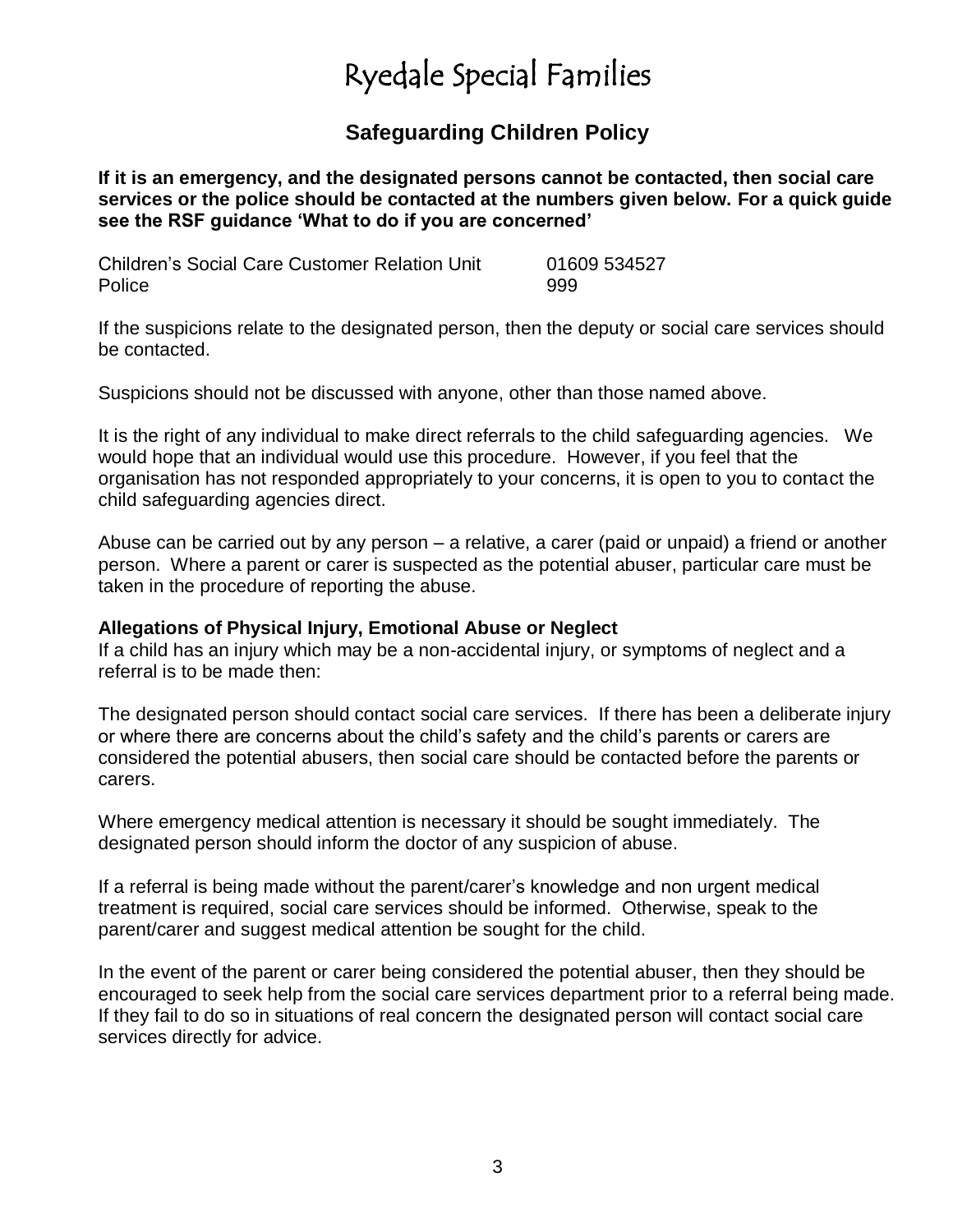# Ryedale Special Families

## Safeguarding Children Policy

**If it is an emergency, and the designated persons cannot be contacted, then social care services or the police should be contacted at the numbers given below. For a quick guide see the RSF guidance 'What to do if you are concerned'**

| | |
|---|---|
| Children's Social Care Customer Relation Unit | 01609 534527 |
| Police | 999 |

If the suspicions relate to the designated person, then the deputy or social care services should be contacted.

Suspicions should not be discussed with anyone, other than those named above.

It is the right of any individual to make direct referrals to the child safeguarding agencies. We would hope that an individual would use this procedure. However, if you feel that the organisation has not responded appropriately to your concerns, it is open to you to contact the child safeguarding agencies direct.

Abuse can be carried out by any person – a relative, a carer (paid or unpaid) a friend or another person. Where a parent or carer is suspected as the potential abuser, particular care must be taken in the procedure of reporting the abuse.

### Allegations of Physical Injury, Emotional Abuse or Neglect

If a child has an injury which may be a non-accidental injury, or symptoms of neglect and a referral is to be made then:

The designated person should contact social care services. If there has been a deliberate injury or where there are concerns about the child's safety and the child's parents or carers are considered the potential abusers, then social care should be contacted before the parents or carers.

Where emergency medical attention is necessary it should be sought immediately. The designated person should inform the doctor of any suspicion of abuse.

If a referral is being made without the parent/carer's knowledge and non urgent medical treatment is required, social care services should be informed. Otherwise, speak to the parent/carer and suggest medical attention be sought for the child.

In the event of the parent or carer being considered the potential abuser, then they should be encouraged to seek help from the social care services department prior to a referral being made. If they fail to do so in situations of real concern the designated person will contact social care services directly for advice.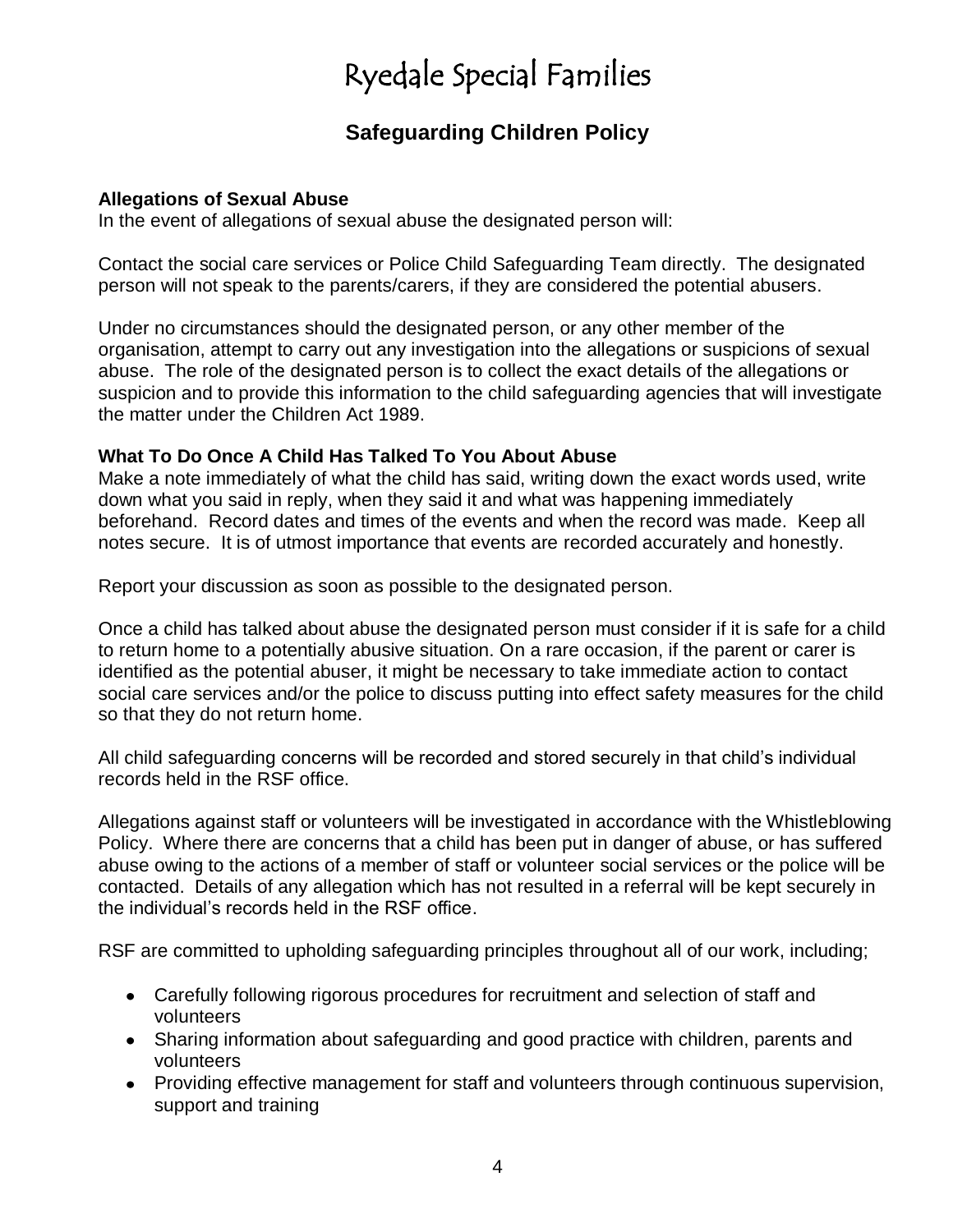# Ryedale Special Families

## Safeguarding Children Policy

**Allegations of Sexual Abuse**
In the event of allegations of sexual abuse the designated person will:

Contact the social care services or Police Child Safeguarding Team directly. The designated person will not speak to the parents/carers, if they are considered the potential abusers.

Under no circumstances should the designated person, or any other member of the organisation, attempt to carry out any investigation into the allegations or suspicions of sexual abuse. The role of the designated person is to collect the exact details of the allegations or suspicion and to provide this information to the child safeguarding agencies that will investigate the matter under the Children Act 1989.

**What To Do Once A Child Has Talked To You About Abuse**
Make a note immediately of what the child has said, writing down the exact words used, write down what you said in reply, when they said it and what was happening immediately beforehand. Record dates and times of the events and when the record was made. Keep all notes secure. It is of utmost importance that events are recorded accurately and honestly.

Report your discussion as soon as possible to the designated person.

Once a child has talked about abuse the designated person must consider if it is safe for a child to return home to a potentially abusive situation. On a rare occasion, if the parent or carer is identified as the potential abuser, it might be necessary to take immediate action to contact social care services and/or the police to discuss putting into effect safety measures for the child so that they do not return home.

All child safeguarding concerns will be recorded and stored securely in that child's individual records held in the RSF office.

Allegations against staff or volunteers will be investigated in accordance with the Whistleblowing Policy. Where there are concerns that a child has been put in danger of abuse, or has suffered abuse owing to the actions of a member of staff or volunteer social services or the police will be contacted. Details of any allegation which has not resulted in a referral will be kept securely in the individual's records held in the RSF office.

RSF are committed to upholding safeguarding principles throughout all of our work, including;

- Carefully following rigorous procedures for recruitment and selection of staff and volunteers
- Sharing information about safeguarding and good practice with children, parents and volunteers
- Providing effective management for staff and volunteers through continuous supervision, support and training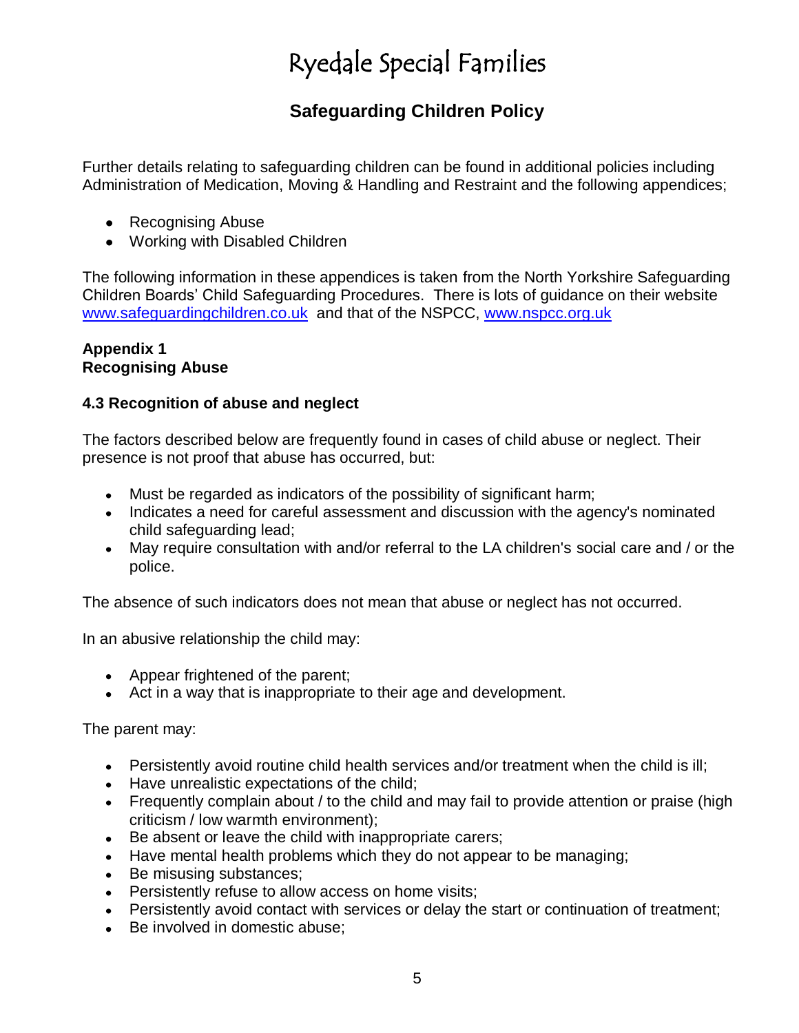# Ryedale Special Families

## Safeguarding Children Policy

Further details relating to safeguarding children can be found in additional policies including Administration of Medication, Moving & Handling and Restraint and the following appendices;

- Recognising Abuse
- Working with Disabled Children

The following information in these appendices is taken from the North Yorkshire Safeguarding Children Boards' Child Safeguarding Procedures. There is lots of guidance on their website www.safeguardingchildren.co.uk and that of the NSPCC, www.nspcc.org.uk

**Appendix 1**
**Recognising Abuse**

### 4.3 Recognition of abuse and neglect

The factors described below are frequently found in cases of child abuse or neglect. Their presence is not proof that abuse has occurred, but:

- Must be regarded as indicators of the possibility of significant harm;
- Indicates a need for careful assessment and discussion with the agency's nominated child safeguarding lead;
- May require consultation with and/or referral to the LA children's social care and / or the police.

The absence of such indicators does not mean that abuse or neglect has not occurred.

In an abusive relationship the child may:

- Appear frightened of the parent;
- Act in a way that is inappropriate to their age and development.

The parent may:

- Persistently avoid routine child health services and/or treatment when the child is ill;
- Have unrealistic expectations of the child;
- Frequently complain about / to the child and may fail to provide attention or praise (high criticism / low warmth environment);
- Be absent or leave the child with inappropriate carers;
- Have mental health problems which they do not appear to be managing;
- Be misusing substances;
- Persistently refuse to allow access on home visits;
- Persistently avoid contact with services or delay the start or continuation of treatment;
- Be involved in domestic abuse;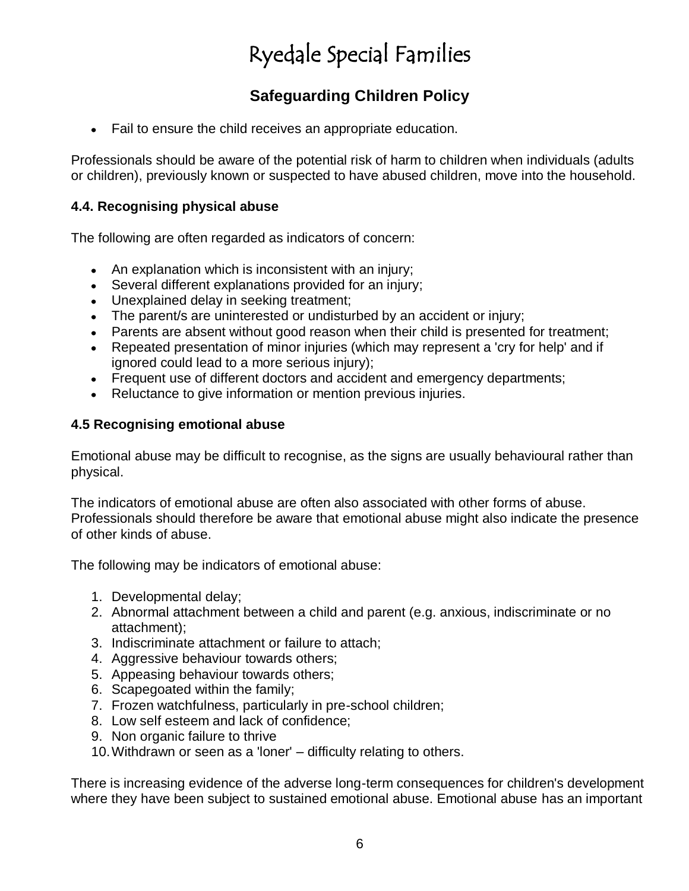- Fail to ensure the child receives an appropriate education.

Professionals should be aware of the potential risk of harm to children when individuals (adults or children), previously known or suspected to have abused children, move into the household.

### 4.4. Recognising physical abuse

The following are often regarded as indicators of concern:

- An explanation which is inconsistent with an injury;
- Several different explanations provided for an injury;
- Unexplained delay in seeking treatment;
- The parent/s are uninterested or undisturbed by an accident or injury;
- Parents are absent without good reason when their child is presented for treatment;
- Repeated presentation of minor injuries (which may represent a 'cry for help' and if ignored could lead to a more serious injury);
- Frequent use of different doctors and accident and emergency departments;
- Reluctance to give information or mention previous injuries.

### 4.5 Recognising emotional abuse

Emotional abuse may be difficult to recognise, as the signs are usually behavioural rather than physical.

The indicators of emotional abuse are often also associated with other forms of abuse. Professionals should therefore be aware that emotional abuse might also indicate the presence of other kinds of abuse.

The following may be indicators of emotional abuse:

1. Developmental delay;
2. Abnormal attachment between a child and parent (e.g. anxious, indiscriminate or no attachment);
3. Indiscriminate attachment or failure to attach;
4. Aggressive behaviour towards others;
5. Appeasing behaviour towards others;
6. Scapegoated within the family;
7. Frozen watchfulness, particularly in pre-school children;
8. Low self esteem and lack of confidence;
9. Non organic failure to thrive
10. Withdrawn or seen as a 'loner' – difficulty relating to others.

There is increasing evidence of the adverse long-term consequences for children's development where they have been subject to sustained emotional abuse. Emotional abuse has an important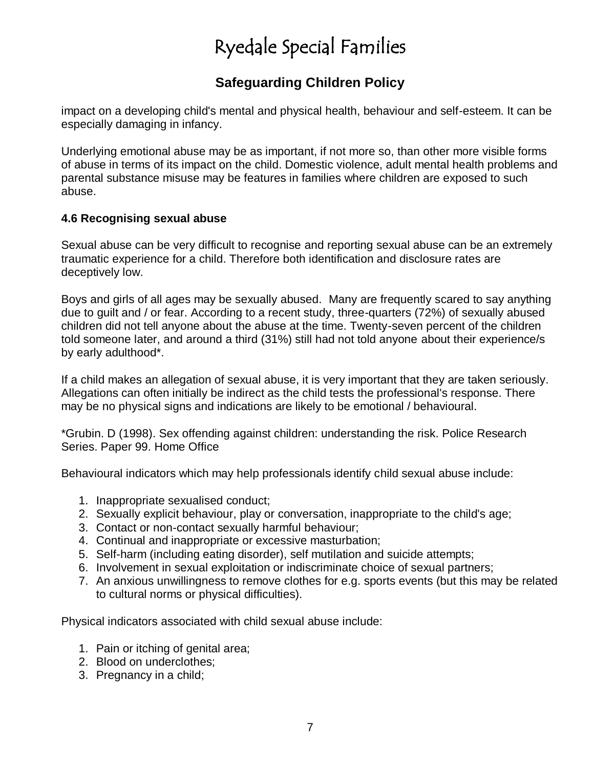impact on a developing child's mental and physical health, behaviour and self-esteem. It can be especially damaging in infancy.

Underlying emotional abuse may be as important, if not more so, than other more visible forms of abuse in terms of its impact on the child. Domestic violence, adult mental health problems and parental substance misuse may be features in families where children are exposed to such abuse.

### 4.6 Recognising sexual abuse

Sexual abuse can be very difficult to recognise and reporting sexual abuse can be an extremely traumatic experience for a child. Therefore both identification and disclosure rates are deceptively low.

Boys and girls of all ages may be sexually abused. Many are frequently scared to say anything due to guilt and / or fear. According to a recent study, three-quarters (72%) of sexually abused children did not tell anyone about the abuse at the time. Twenty-seven percent of the children told someone later, and around a third (31%) still had not told anyone about their experience/s by early adulthood*.

If a child makes an allegation of sexual abuse, it is very important that they are taken seriously. Allegations can often initially be indirect as the child tests the professional's response. There may be no physical signs and indications are likely to be emotional / behavioural.

*Grubin. D (1998). Sex offending against children: understanding the risk. Police Research Series. Paper 99. Home Office

Behavioural indicators which may help professionals identify child sexual abuse include:

1. Inappropriate sexualised conduct;
2. Sexually explicit behaviour, play or conversation, inappropriate to the child's age;
3. Contact or non-contact sexually harmful behaviour;
4. Continual and inappropriate or excessive masturbation;
5. Self-harm (including eating disorder), self mutilation and suicide attempts;
6. Involvement in sexual exploitation or indiscriminate choice of sexual partners;
7. An anxious unwillingness to remove clothes for e.g. sports events (but this may be related to cultural norms or physical difficulties).

Physical indicators associated with child sexual abuse include:

1. Pain or itching of genital area;
2. Blood on underclothes;
3. Pregnancy in a child;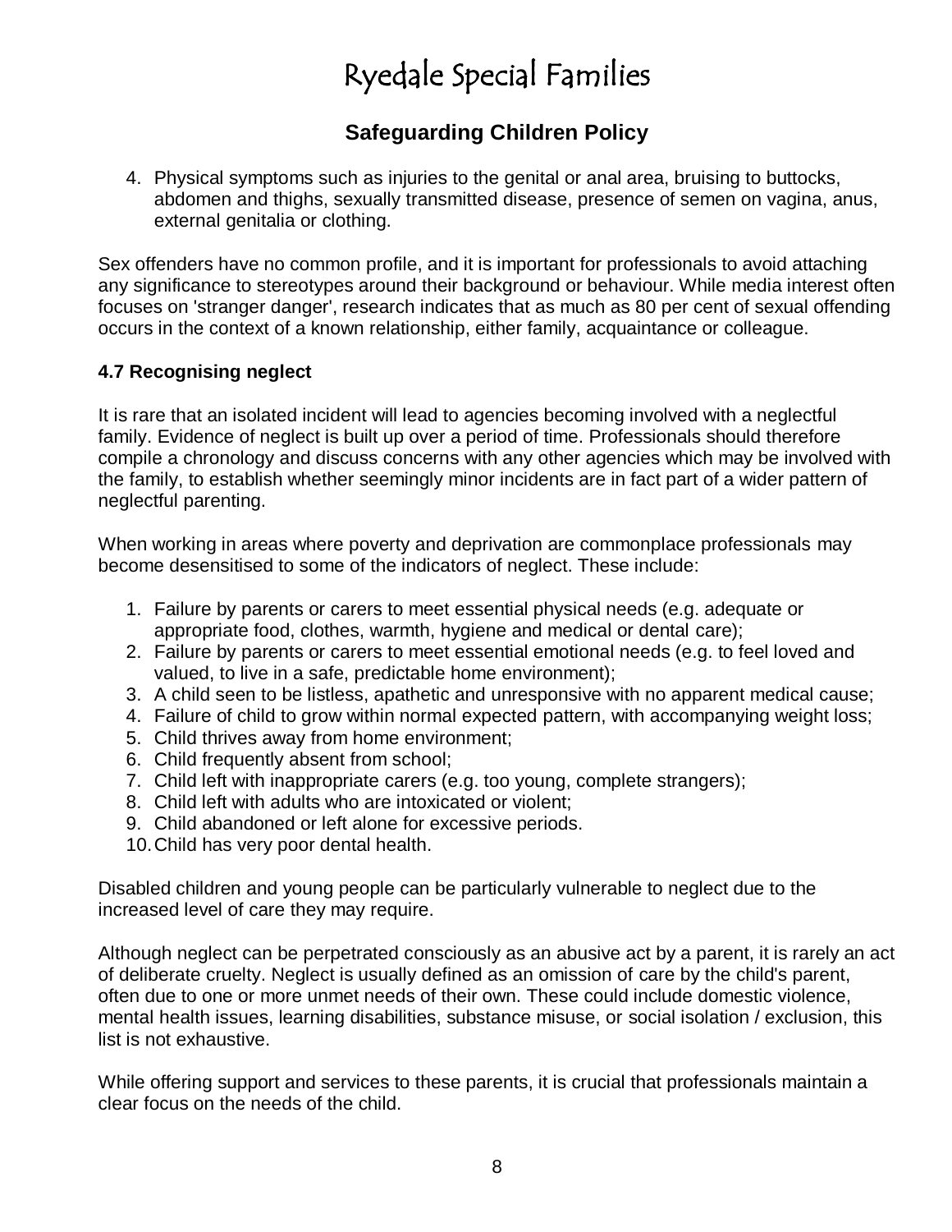4. Physical symptoms such as injuries to the genital or anal area, bruising to buttocks, abdomen and thighs, sexually transmitted disease, presence of semen on vagina, anus, external genitalia or clothing.

Sex offenders have no common profile, and it is important for professionals to avoid attaching any significance to stereotypes around their background or behaviour. While media interest often focuses on 'stranger danger', research indicates that as much as 80 per cent of sexual offending occurs in the context of a known relationship, either family, acquaintance or colleague.

### 4.7 Recognising neglect

It is rare that an isolated incident will lead to agencies becoming involved with a neglectful family. Evidence of neglect is built up over a period of time. Professionals should therefore compile a chronology and discuss concerns with any other agencies which may be involved with the family, to establish whether seemingly minor incidents are in fact part of a wider pattern of neglectful parenting.

When working in areas where poverty and deprivation are commonplace professionals may become desensitised to some of the indicators of neglect. These include:

1. Failure by parents or carers to meet essential physical needs (e.g. adequate or appropriate food, clothes, warmth, hygiene and medical or dental care);
2. Failure by parents or carers to meet essential emotional needs (e.g. to feel loved and valued, to live in a safe, predictable home environment);
3. A child seen to be listless, apathetic and unresponsive with no apparent medical cause;
4. Failure of child to grow within normal expected pattern, with accompanying weight loss;
5. Child thrives away from home environment;
6. Child frequently absent from school;
7. Child left with inappropriate carers (e.g. too young, complete strangers);
8. Child left with adults who are intoxicated or violent;
9. Child abandoned or left alone for excessive periods.
10. Child has very poor dental health.

Disabled children and young people can be particularly vulnerable to neglect due to the increased level of care they may require.

Although neglect can be perpetrated consciously as an abusive act by a parent, it is rarely an act of deliberate cruelty. Neglect is usually defined as an omission of care by the child's parent, often due to one or more unmet needs of their own. These could include domestic violence, mental health issues, learning disabilities, substance misuse, or social isolation / exclusion, this list is not exhaustive.

While offering support and services to these parents, it is crucial that professionals maintain a clear focus on the needs of the child.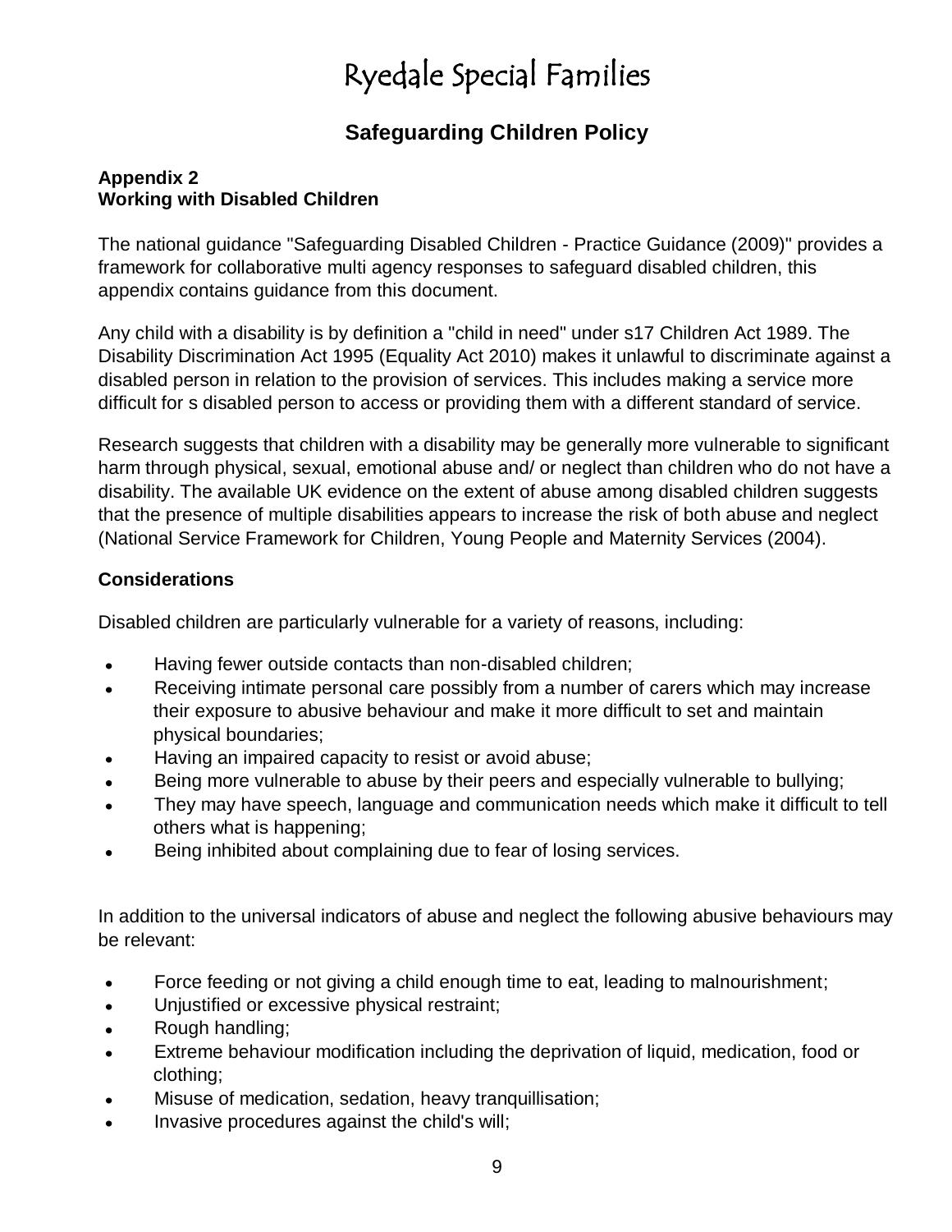# Ryedale Special Families

## Safeguarding Children Policy

**Appendix 2**
**Working with Disabled Children**

The national guidance "Safeguarding Disabled Children - Practice Guidance (2009)" provides a framework for collaborative multi agency responses to safeguard disabled children, this appendix contains guidance from this document.

Any child with a disability is by definition a "child in need" under s17 Children Act 1989. The Disability Discrimination Act 1995 (Equality Act 2010) makes it unlawful to discriminate against a disabled person in relation to the provision of services. This includes making a service more difficult for s disabled person to access or providing them with a different standard of service.

Research suggests that children with a disability may be generally more vulnerable to significant harm through physical, sexual, emotional abuse and/ or neglect than children who do not have a disability. The available UK evidence on the extent of abuse among disabled children suggests that the presence of multiple disabilities appears to increase the risk of both abuse and neglect (National Service Framework for Children, Young People and Maternity Services (2004).

**Considerations**

Disabled children are particularly vulnerable for a variety of reasons, including:

- Having fewer outside contacts than non-disabled children;
- Receiving intimate personal care possibly from a number of carers which may increase their exposure to abusive behaviour and make it more difficult to set and maintain physical boundaries;
- Having an impaired capacity to resist or avoid abuse;
- Being more vulnerable to abuse by their peers and especially vulnerable to bullying;
- They may have speech, language and communication needs which make it difficult to tell others what is happening;
- Being inhibited about complaining due to fear of losing services.

In addition to the universal indicators of abuse and neglect the following abusive behaviours may be relevant:

- Force feeding or not giving a child enough time to eat, leading to malnourishment;
- Unjustified or excessive physical restraint;
- Rough handling;
- Extreme behaviour modification including the deprivation of liquid, medication, food or clothing;
- Misuse of medication, sedation, heavy tranquillisation;
- Invasive procedures against the child's will;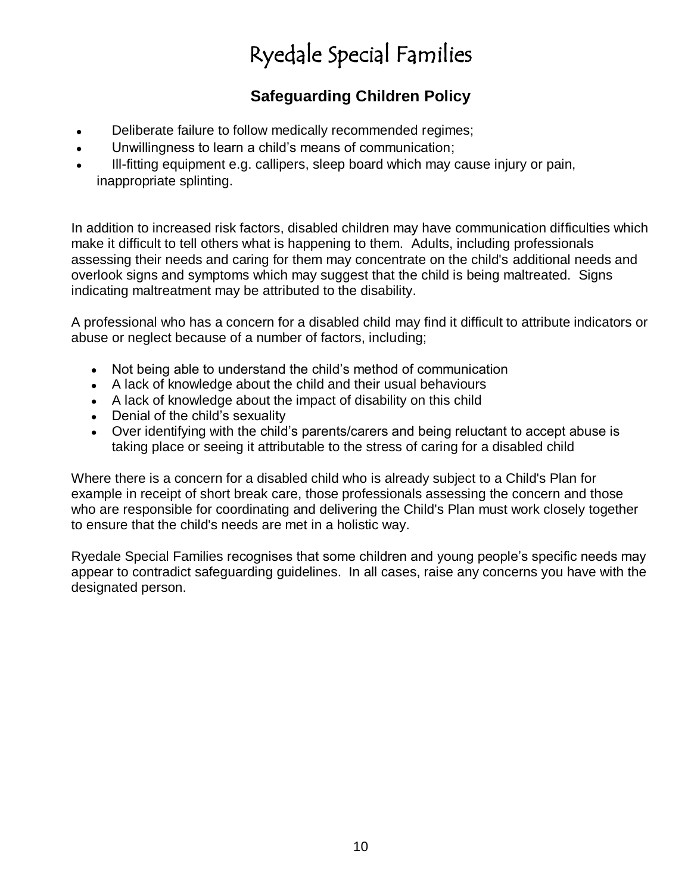- Deliberate failure to follow medically recommended regimes;
- Unwillingness to learn a child's means of communication;
- Ill-fitting equipment e.g. callipers, sleep board which may cause injury or pain, inappropriate splinting.

In addition to increased risk factors, disabled children may have communication difficulties which make it difficult to tell others what is happening to them. Adults, including professionals assessing their needs and caring for them may concentrate on the child's additional needs and overlook signs and symptoms which may suggest that the child is being maltreated. Signs indicating maltreatment may be attributed to the disability.

A professional who has a concern for a disabled child may find it difficult to attribute indicators or abuse or neglect because of a number of factors, including;

- Not being able to understand the child's method of communication
- A lack of knowledge about the child and their usual behaviours
- A lack of knowledge about the impact of disability on this child
- Denial of the child's sexuality
- Over identifying with the child's parents/carers and being reluctant to accept abuse is taking place or seeing it attributable to the stress of caring for a disabled child

Where there is a concern for a disabled child who is already subject to a Child's Plan for example in receipt of short break care, those professionals assessing the concern and those who are responsible for coordinating and delivering the Child's Plan must work closely together to ensure that the child's needs are met in a holistic way.

Ryedale Special Families recognises that some children and young people's specific needs may appear to contradict safeguarding guidelines. In all cases, raise any concerns you have with the designated person.